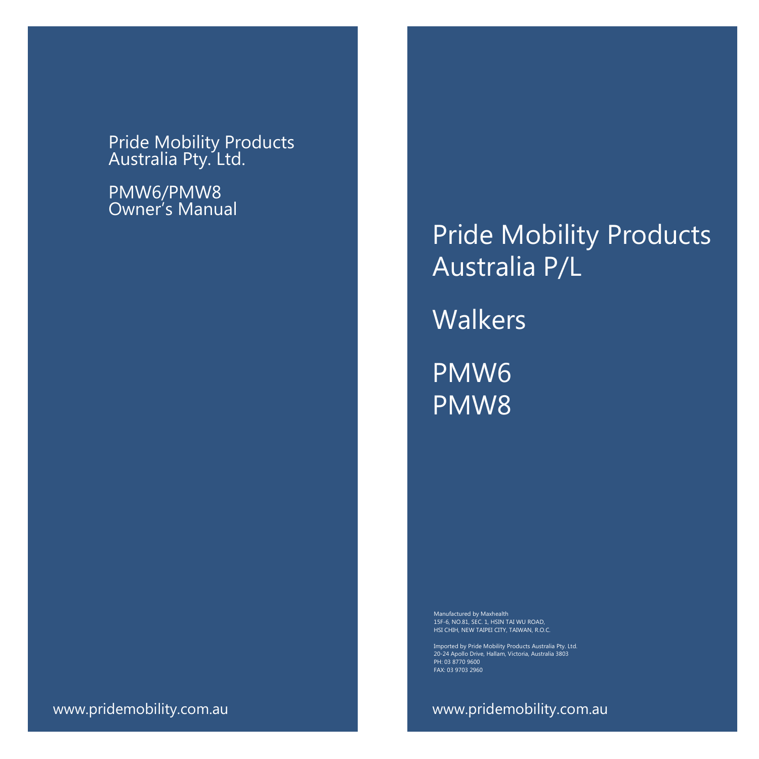Pride Mobility Products
Australia Pty. Ltd.

PMW6/PMW8
Owner's Manual

www.pridemobility.com.au

# Pride Mobility Products Australia P/L

## Walkers

## PMW6
## PMW8

Manufactured by Maxhealth
15F-6, NO.81, SEC. 1, HSIN TAI WU ROAD,
HSI CHIH, NEW TAIPEI CITY, TAIWAN, R.O.C.

Imported by Pride Mobility Products Australia Pty. Ltd.
20-24 Apollo Drive, Hallam, Victoria, Australia 3803
PH: 03 8770 9600
FAX: 03 9703 2960

www.pridemobility.com.au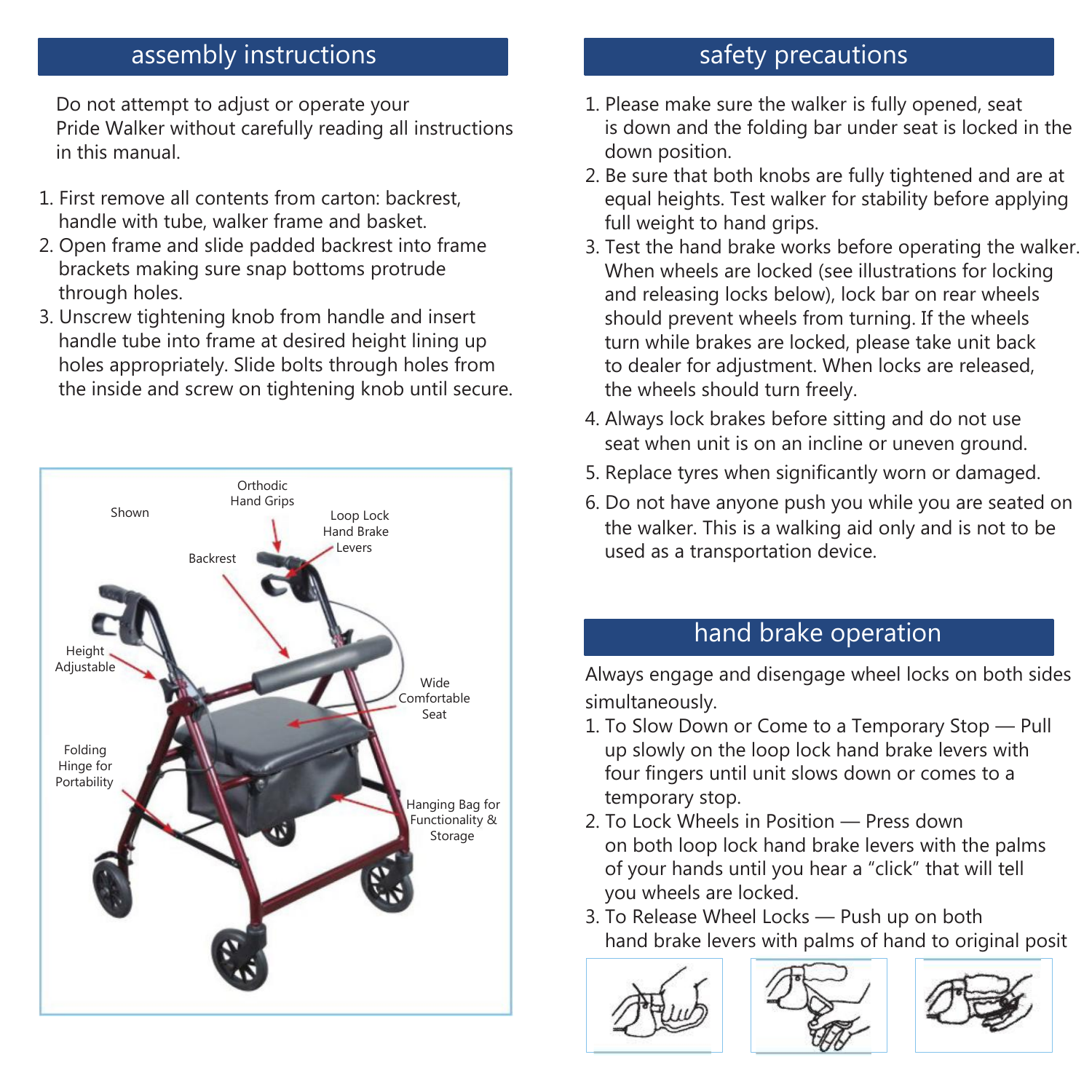## assembly instructions

Do not attempt to adjust or operate your Pride Walker without carefully reading all instructions in this manual.

1. First remove all contents from carton: backrest, handle with tube, walker frame and basket.
2. Open frame and slide padded backrest into frame brackets making sure snap bottoms protrude through holes.
3. Unscrew tightening knob from handle and insert handle tube into frame at desired height lining up holes appropriately. Slide bolts through holes from the inside and screw on tightening knob until secure.

Shown

Orthodic Hand Grips

Loop Lock Hand Brake Levers

Backrest

Height Adjustable

Wide Comfortable Seat

Folding Hinge for Portability

Hanging Bag for Functionality & Storage

## safety precautions

1. Please make sure the walker is fully opened, seat is down and the folding bar under seat is locked in the down position.
2. Be sure that both knobs are fully tightened and are at equal heights. Test walker for stability before applying full weight to hand grips.
3. Test the hand brake works before operating the walker. When wheels are locked (see illustrations for locking and releasing locks below), lock bar on rear wheels should prevent wheels from turning. If the wheels turn while brakes are locked, please take unit back to dealer for adjustment. When locks are released, the wheels should turn freely.
4. Always lock brakes before sitting and do not use seat when unit is on an incline or uneven ground.
5. Replace tyres when significantly worn or damaged.
6. Do not have anyone push you while you are seated on the walker. This is a walking aid only and is not to be used as a transportation device.

## hand brake operation

Always engage and disengage wheel locks on both sides simultaneously.

1. To Slow Down or Come to a Temporary Stop — Pull up slowly on the loop lock hand brake levers with four fingers until unit slows down or comes to a temporary stop.
2. To Lock Wheels in Position — Press down on both loop lock hand brake levers with the palms of your hands until you hear a "click" that will tell you wheels are locked.
3. To Release Wheel Locks — Push up on both hand brake levers with palms of hand to original posit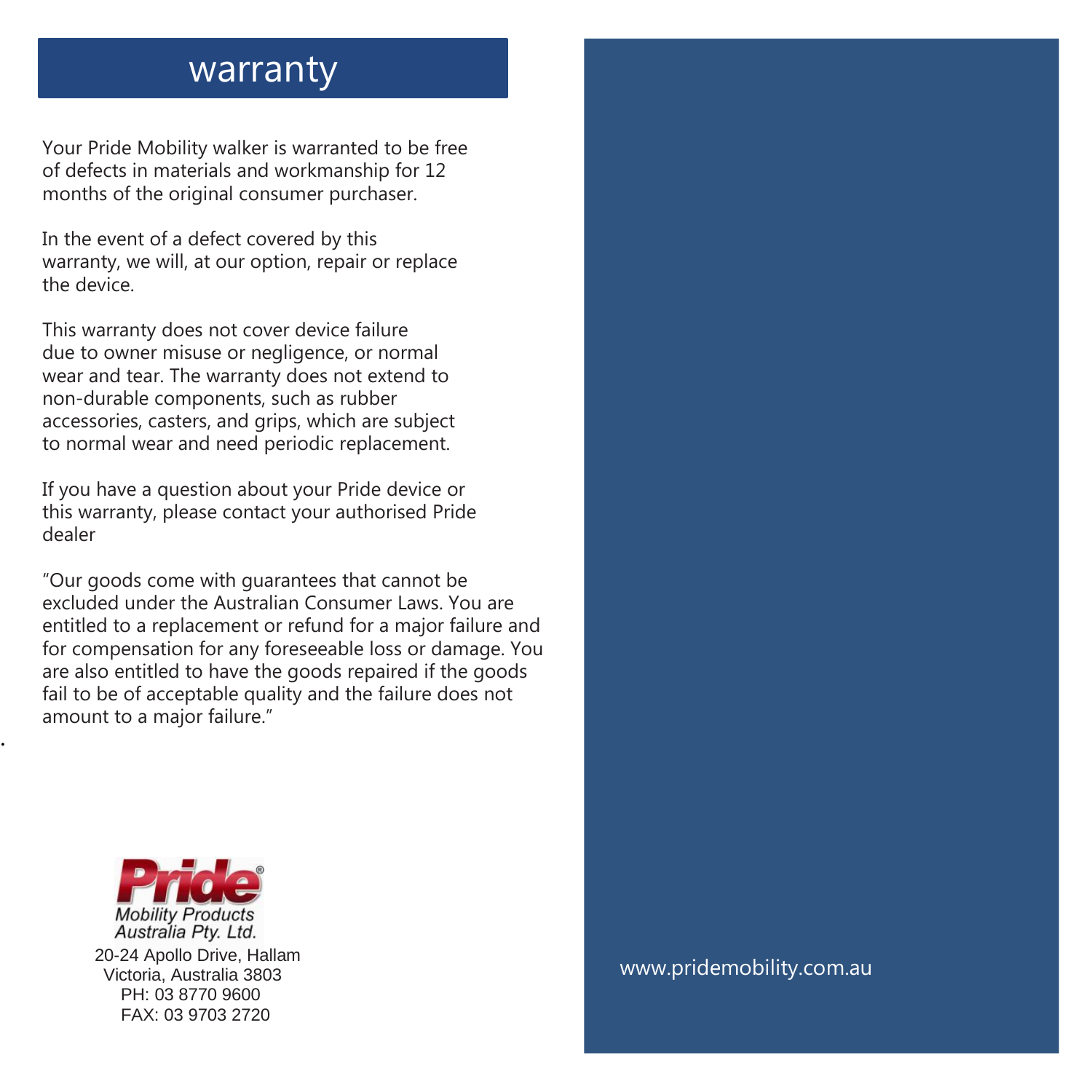# warranty

Your Pride Mobility walker is warranted to be free of defects in materials and workmanship for 12 months of the original consumer purchaser.

In the event of a defect covered by this warranty, we will, at our option, repair or replace the device.

This warranty does not cover device failure due to owner misuse or negligence, or normal wear and tear. The warranty does not extend to non-durable components, such as rubber accessories, casters, and grips, which are subject to normal wear and need periodic replacement.

If you have a question about your Pride device or this warranty, please contact your authorised Pride dealer

"Our goods come with guarantees that cannot be excluded under the Australian Consumer Laws. You are entitled to a replacement or refund for a major failure and for compensation for any foreseeable loss or damage. You are also entitled to have the goods repaired if the goods fail to be of acceptable quality and the failure does not amount to a major failure."

Pride®
Mobility Products
Australia Pty. Ltd.

20-24 Apollo Drive, Hallam
Victoria, Australia 3803
PH: 03 8770 9600
FAX: 03 9703 2720

www.pridemobility.com.au